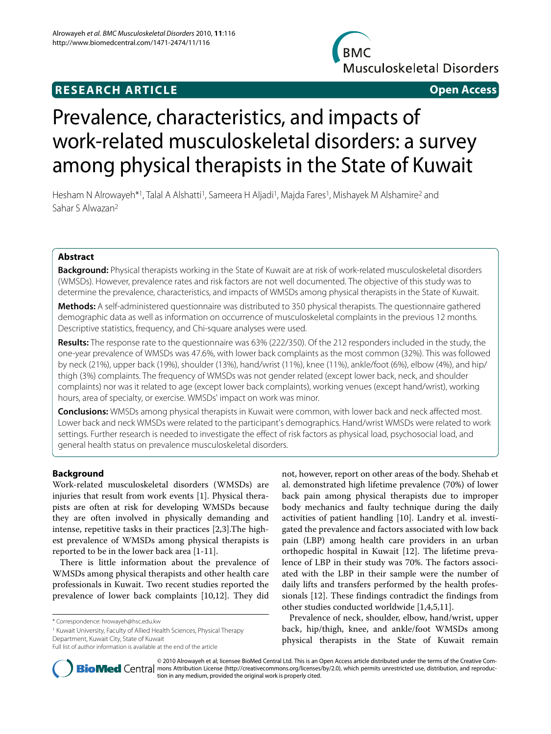**RESEARCH ARTICLE** **Open Access**

# Prevalence, characteristics, and impacts of work-related musculoskeletal disorders: a survey among physical therapists in the State of Kuwait

Hesham N Alrowayeh*[1], Talal A Alshatti[1], Sameera H Aljadi[1], Majda Fares[1], Mishayek M Alshamire[2] and Sahar S Alwazan[2]

## Abstract

**Background:** Physical therapists working in the State of Kuwait are at risk of work-related musculoskeletal disorders (WMSDs). However, prevalence rates and risk factors are not well documented. The objective of this study was to determine the prevalence, characteristics, and impacts of WMSDs among physical therapists in the State of Kuwait.

**Methods:** A self-administered questionnaire was distributed to 350 physical therapists. The questionnaire gathered demographic data as well as information on occurrence of musculoskeletal complaints in the previous 12 months. Descriptive statistics, frequency, and Chi-square analyses were used.

**Results:** The response rate to the questionnaire was 63% (222/350). Of the 212 responders included in the study, the one-year prevalence of WMSDs was 47.6%, with lower back complaints as the most common (32%). This was followed by neck (21%), upper back (19%), shoulder (13%), hand/wrist (11%), knee (11%), ankle/foot (6%), elbow (4%), and hip/thigh (3%) complaints. The frequency of WMSDs was not gender related (except lower back, neck, and shoulder complaints) nor was it related to age (except lower back complaints), working venues (except hand/wrist), working hours, area of specialty, or exercise. WMSDs' impact on work was minor.

**Conclusions:** WMSDs among physical therapists in Kuwait were common, with lower back and neck affected most. Lower back and neck WMSDs were related to the participant's demographics. Hand/wrist WMSDs were related to work settings. Further research is needed to investigate the effect of risk factors as physical load, psychosocial load, and general health status on prevalence musculoskeletal disorders.

## Background

Work-related musculoskeletal disorders (WMSDs) are injuries that result from work events [1]. Physical therapists are often at risk for developing WMSDs because they are often involved in physically demanding and intense, repetitive tasks in their practices [2,3].The highest prevalence of WMSDs among physical therapists is reported to be in the lower back area [1-11].

There is little information about the prevalence of WMSDs among physical therapists and other health care professionals in Kuwait. Two recent studies reported the prevalence of lower back complaints [10,12]. They did not, however, report on other areas of the body. Shehab et al. demonstrated high lifetime prevalence (70%) of lower back pain among physical therapists due to improper body mechanics and faulty technique during the daily activities of patient handling [10]. Landry et al. investigated the prevalence and factors associated with low back pain (LBP) among health care providers in an urban orthopedic hospital in Kuwait [12]. The lifetime prevalence of LBP in their study was 70%. The factors associated with the LBP in their sample were the number of daily lifts and transfers performed by the health professionals [12]. These findings contradict the findings from other studies conducted worldwide [1,4,5,11].

Prevalence of neck, shoulder, elbow, hand/wrist, upper back, hip/thigh, knee, and ankle/foot WMSDs among physical therapists in the State of Kuwait remain

* Correspondence: hrowayeh@hsc.edu.kw

[1] Kuwait University, Faculty of Allied Health Sciences, Physical Therapy Department, Kuwait City, State of Kuwait

Full list of author information is available at the end of the article

© 2010 Alrowayeh et al; licensee BioMed Central Ltd. This is an Open Access article distributed under the terms of the Creative Commons Attribution License (http://creativecommons.org/licenses/by/2.0), which permits unrestricted use, distribution, and reproduction in any medium, provided the original work is properly cited.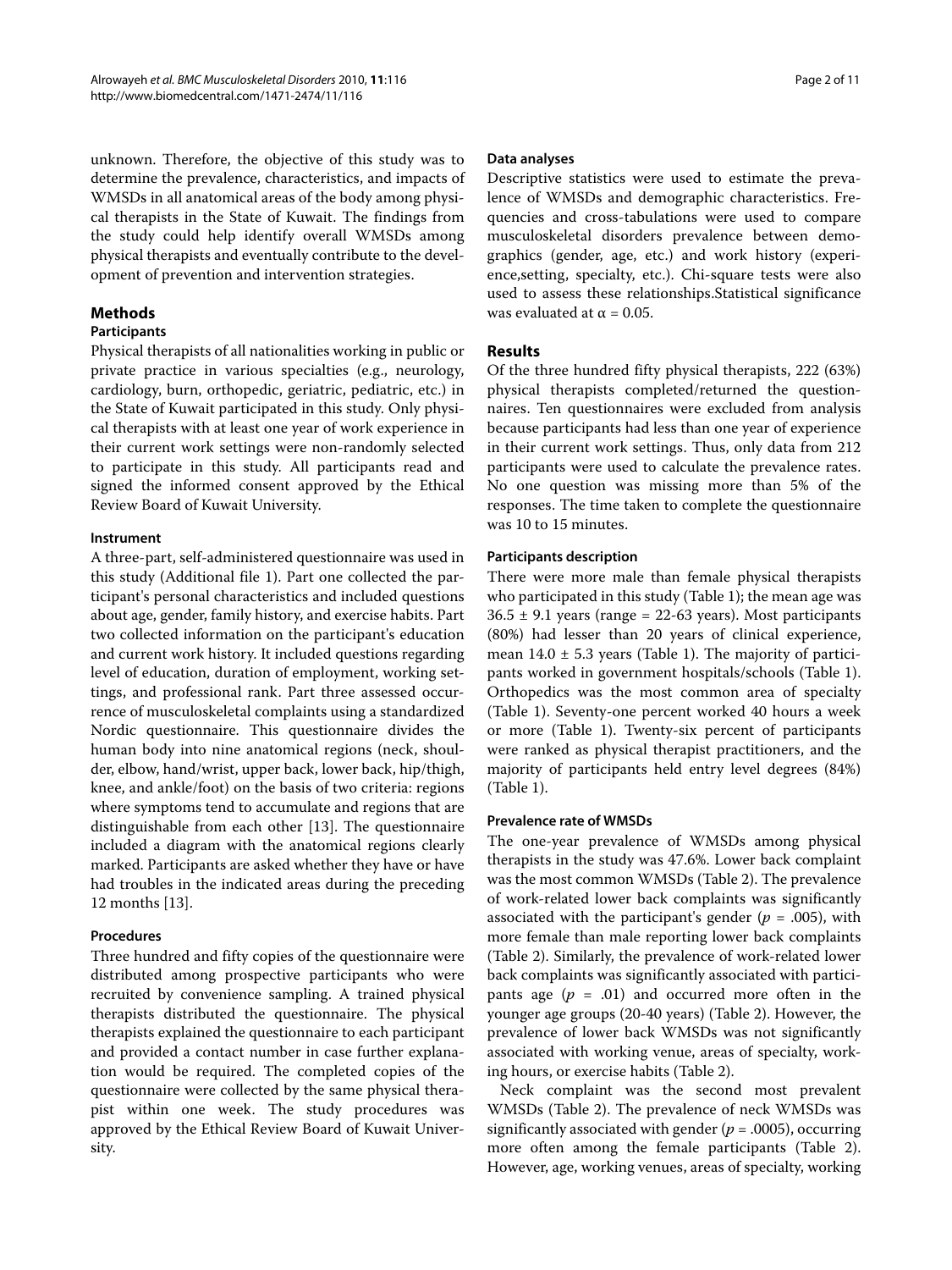unknown. Therefore, the objective of this study was to determine the prevalence, characteristics, and impacts of WMSDs in all anatomical areas of the body among physical therapists in the State of Kuwait. The findings from the study could help identify overall WMSDs among physical therapists and eventually contribute to the development of prevention and intervention strategies.

## Methods

### Participants

Physical therapists of all nationalities working in public or private practice in various specialties (e.g., neurology, cardiology, burn, orthopedic, geriatric, pediatric, etc.) in the State of Kuwait participated in this study. Only physical therapists with at least one year of work experience in their current work settings were non-randomly selected to participate in this study. All participants read and signed the informed consent approved by the Ethical Review Board of Kuwait University.

### Instrument

A three-part, self-administered questionnaire was used in this study (Additional file 1). Part one collected the participant's personal characteristics and included questions about age, gender, family history, and exercise habits. Part two collected information on the participant's education and current work history. It included questions regarding level of education, duration of employment, working settings, and professional rank. Part three assessed occurrence of musculoskeletal complaints using a standardized Nordic questionnaire. This questionnaire divides the human body into nine anatomical regions (neck, shoulder, elbow, hand/wrist, upper back, lower back, hip/thigh, knee, and ankle/foot) on the basis of two criteria: regions where symptoms tend to accumulate and regions that are distinguishable from each other [13]. The questionnaire included a diagram with the anatomical regions clearly marked. Participants are asked whether they have or have had troubles in the indicated areas during the preceding 12 months [13].

### Procedures

Three hundred and fifty copies of the questionnaire were distributed among prospective participants who were recruited by convenience sampling. A trained physical therapists distributed the questionnaire. The physical therapists explained the questionnaire to each participant and provided a contact number in case further explanation would be required. The completed copies of the questionnaire were collected by the same physical therapist within one week. The study procedures was approved by the Ethical Review Board of Kuwait University.

### Data analyses

Descriptive statistics were used to estimate the prevalence of WMSDs and demographic characteristics. Frequencies and cross-tabulations were used to compare musculoskeletal disorders prevalence between demographics (gender, age, etc.) and work history (experience,setting, specialty, etc.). Chi-square tests were also used to assess these relationships.Statistical significance was evaluated at $\alpha = 0.05$.

## Results

Of the three hundred fifty physical therapists, 222 (63%) physical therapists completed/returned the questionnaires. Ten questionnaires were excluded from analysis because participants had less than one year of experience in their current work settings. Thus, only data from 212 participants were used to calculate the prevalence rates. No one question was missing more than 5% of the responses. The time taken to complete the questionnaire was 10 to 15 minutes.

### Participants description

There were more male than female physical therapists who participated in this study (Table 1); the mean age was $36.5 \pm 9.1$ years (range = 22-63 years). Most participants (80%) had lesser than 20 years of clinical experience, mean $14.0 \pm 5.3$ years (Table 1). The majority of participants worked in government hospitals/schools (Table 1). Orthopedics was the most common area of specialty (Table 1). Seventy-one percent worked 40 hours a week or more (Table 1). Twenty-six percent of participants were ranked as physical therapist practitioners, and the majority of participants held entry level degrees (84%) (Table 1).

### Prevalence rate of WMSDs

The one-year prevalence of WMSDs among physical therapists in the study was 47.6%. Lower back complaint was the most common WMSDs (Table 2). The prevalence of work-related lower back complaints was significantly associated with the participant's gender ($p$ = .005), with more female than male reporting lower back complaints (Table 2). Similarly, the prevalence of work-related lower back complaints was significantly associated with participants age ($p$ = .01) and occurred more often in the younger age groups (20-40 years) (Table 2). However, the prevalence of lower back WMSDs was not significantly associated with working venue, areas of specialty, working hours, or exercise habits (Table 2).

Neck complaint was the second most prevalent WMSDs (Table 2). The prevalence of neck WMSDs was significantly associated with gender ($p$ = .0005), occurring more often among the female participants (Table 2). However, age, working venues, areas of specialty, working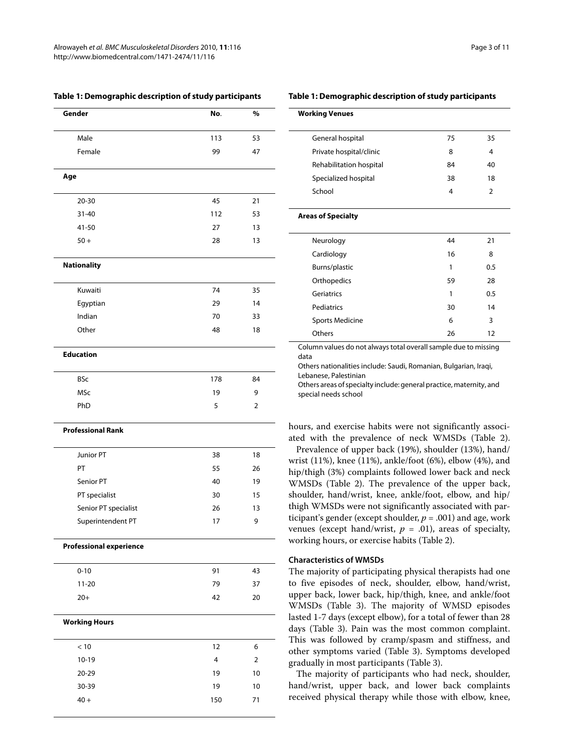**Table 1: Demographic description of study participants**

| Gender | No. | % |
|---|---|---|
| Male | 113 | 53 |
| Female | 99 | 47 |
| **Age** | | |
| 20-30 | 45 | 21 |
| 31-40 | 112 | 53 |
| 41-50 | 27 | 13 |
| 50 + | 28 | 13 |
| **Nationality** | | |
| Kuwaiti | 74 | 35 |
| Egyptian | 29 | 14 |
| Indian | 70 | 33 |
| Other | 48 | 18 |
| **Education** | | |
| BSc | 178 | 84 |
| MSc | 19 | 9 |
| PhD | 5 | 2 |
| **Professional Rank** | | |
| Junior PT | 38 | 18 |
| PT | 55 | 26 |
| Senior PT | 40 | 19 |
| PT specialist | 30 | 15 |
| Senior PT specialist | 26 | 13 |
| Superintendent PT | 17 | 9 |
| **Professional experience** | | |
| 0-10 | 91 | 43 |
| 11-20 | 79 | 37 |
| 20+ | 42 | 20 |
| **Working Hours** | | |
| < 10 | 12 | 6 |
| 10-19 | 4 | 2 |
| 20-29 | 19 | 10 |
| 30-39 | 19 | 10 |
| 40 + | 150 | 71 |
| **Working Venues** | | |
| General hospital | 75 | 35 |
| Private hospital/clinic | 8 | 4 |
| Rehabilitation hospital | 84 | 40 |
| Specialized hospital | 38 | 18 |
| School | 4 | 2 |
| **Areas of Specialty** | | |
| Neurology | 44 | 21 |
| Cardiology | 16 | 8 |
| Burns/plastic | 1 | 0.5 |
| Orthopedics | 59 | 28 |
| Geriatrics | 1 | 0.5 |
| Pediatrics | 30 | 14 |
| Sports Medicine | 6 | 3 |
| Others | 26 | 12 |

Column values do not always total overall sample due to missing data

Others nationalities include: Saudi, Romanian, Bulgarian, Iraqi, Lebanese, Palestinian

Others areas of specialty include: general practice, maternity, and special needs school

hours, and exercise habits were not significantly associated with the prevalence of neck WMSDs (Table 2).

Prevalence of upper back (19%), shoulder (13%), hand/wrist (11%), knee (11%), ankle/foot (6%), elbow (4%), and hip/thigh (3%) complaints followed lower back and neck WMSDs (Table 2). The prevalence of the upper back, shoulder, hand/wrist, knee, ankle/foot, elbow, and hip/thigh WMSDs were not significantly associated with participant's gender (except shoulder, $p = .001$) and age, work venues (except hand/wrist, $p = .01$), areas of specialty, working hours, or exercise habits (Table 2).

### Characteristics of WMSDs

The majority of participating physical therapists had one to five episodes of neck, shoulder, elbow, hand/wrist, upper back, lower back, hip/thigh, knee, and ankle/foot WMSDs (Table 3). The majority of WMSD episodes lasted 1-7 days (except elbow), for a total of fewer than 28 days (Table 3). Pain was the most common complaint. This was followed by cramp/spasm and stiffness, and other symptoms varied (Table 3). Symptoms developed gradually in most participants (Table 3).

The majority of participants who had neck, shoulder, hand/wrist, upper back, and lower back complaints received physical therapy while those with elbow, knee,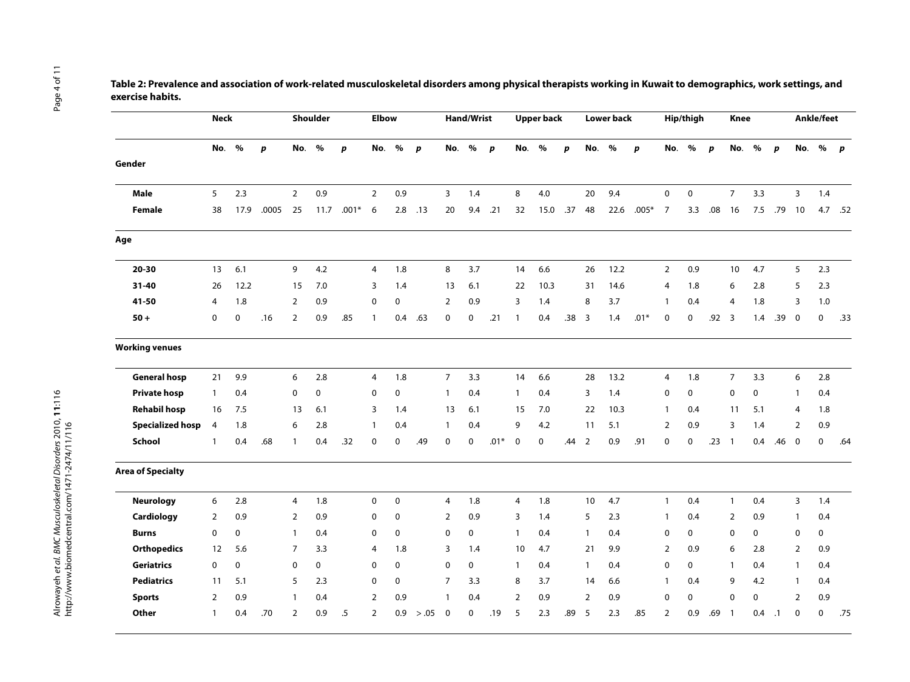**Table 2: Prevalence and association of work-related musculoskeletal disorders among physical therapists working in Kuwait to demographics, work settings, and exercise habits.**

| | Neck | | | Shoulder | | | Elbow | | | Hand/Wrist | | | Upper back | | | Lower back | | | Hip/thigh | | | Knee | | | Ankle/feet | | |
|---|---|---|---|---|---|---|---|---|---|---|---|---|---|---|---|---|---|---|---|---|---|---|---|---|---|---|---|
| | No. | % | *p* | No. | % | *p* | No. | % | *p* | No. | % | *p* | No. | % | *p* | No. | % | *p* | No. | % | *p* | No. | % | *p* | No. | % | *p* |
| **Gender** | | | | | | | | | | | | | | | | | | | | | | | | | | | |
| **Male** | 5 | 2.3 | | 2 | 0.9 | | 2 | 0.9 | | 3 | 1.4 | | 8 | 4.0 | | 20 | 9.4 | | 0 | 0 | | 7 | 3.3 | | 3 | 1.4 | |
| **Female** | 38 | 17.9 | .0005 | 25 | 11.7 | .001* | 6 | 2.8 | .13 | 20 | 9.4 | .21 | 32 | 15.0 | .37 | 48 | 22.6 | .005* | 7 | 3.3 | .08 | 16 | 7.5 | .79 | 10 | 4.7 | .52 |
| **Age** | | | | | | | | | | | | | | | | | | | | | | | | | | | |
| **20-30** | 13 | 6.1 | | 9 | 4.2 | | 4 | 1.8 | | 8 | 3.7 | | 14 | 6.6 | | 26 | 12.2 | | 2 | 0.9 | | 10 | 4.7 | | 5 | 2.3 | |
| **31-40** | 26 | 12.2 | | 15 | 7.0 | | 3 | 1.4 | | 13 | 6.1 | | 22 | 10.3 | | 31 | 14.6 | | 4 | 1.8 | | 6 | 2.8 | | 5 | 2.3 | |
| **41-50** | 4 | 1.8 | | 2 | 0.9 | | 0 | 0 | | 2 | 0.9 | | 3 | 1.4 | | 8 | 3.7 | | 1 | 0.4 | | 4 | 1.8 | | 3 | 1.0 | |
| **50 +** | 0 | 0 | .16 | 2 | 0.9 | .85 | 1 | 0.4 | .63 | 0 | 0 | .21 | 1 | 0.4 | .38 | 3 | 1.4 | .01* | 0 | 0 | .92 | 3 | 1.4 | .39 | 0 | 0 | .33 |
| **Working venues** | | | | | | | | | | | | | | | | | | | | | | | | | | | |
| **General hosp** | 21 | 9.9 | | 6 | 2.8 | | 4 | 1.8 | | 7 | 3.3 | | 14 | 6.6 | | 28 | 13.2 | | 4 | 1.8 | | 7 | 3.3 | | 6 | 2.8 | |
| **Private hosp** | 1 | 0.4 | | 0 | 0 | | 0 | 0 | | 1 | 0.4 | | 1 | 0.4 | | 3 | 1.4 | | 0 | 0 | | 0 | 0 | | 1 | 0.4 | |
| **Rehabil hosp** | 16 | 7.5 | | 13 | 6.1 | | 3 | 1.4 | | 13 | 6.1 | | 15 | 7.0 | | 22 | 10.3 | | 1 | 0.4 | | 11 | 5.1 | | 4 | 1.8 | |
| **Specialized hosp** | 4 | 1.8 | | 6 | 2.8 | | 1 | 0.4 | | 1 | 0.4 | | 9 | 4.2 | | 11 | 5.1 | | 2 | 0.9 | | 3 | 1.4 | | 2 | 0.9 | |
| **School** | 1 | 0.4 | .68 | 1 | 0.4 | .32 | 0 | 0 | .49 | 0 | 0 | .01* | 0 | 0 | .44 | 2 | 0.9 | .91 | 0 | 0 | .23 | 1 | 0.4 | .46 | 0 | 0 | .64 |
| **Area of Specialty** | | | | | | | | | | | | | | | | | | | | | | | | | | | |
| **Neurology** | 6 | 2.8 | | 4 | 1.8 | | 0 | 0 | | 4 | 1.8 | | 4 | 1.8 | | 10 | 4.7 | | 1 | 0.4 | | 1 | 0.4 | | 3 | 1.4 | |
| **Cardiology** | 2 | 0.9 | | 2 | 0.9 | | 0 | 0 | | 2 | 0.9 | | 3 | 1.4 | | 5 | 2.3 | | 1 | 0.4 | | 2 | 0.9 | | 1 | 0.4 | |
| **Burns** | 0 | 0 | | 1 | 0.4 | | 0 | 0 | | 0 | 0 | | 1 | 0.4 | | 1 | 0.4 | | 0 | 0 | | 0 | 0 | | 0 | 0 | |
| **Orthopedics** | 12 | 5.6 | | 7 | 3.3 | | 4 | 1.8 | | 3 | 1.4 | | 10 | 4.7 | | 21 | 9.9 | | 2 | 0.9 | | 6 | 2.8 | | 2 | 0.9 | |
| **Geriatrics** | 0 | 0 | | 0 | 0 | | 0 | 0 | | 0 | 0 | | 1 | 0.4 | | 1 | 0.4 | | 0 | 0 | | 1 | 0.4 | | 1 | 0.4 | |
| **Pediatrics** | 11 | 5.1 | | 5 | 2.3 | | 0 | 0 | | 7 | 3.3 | | 8 | 3.7 | | 14 | 6.6 | | 1 | 0.4 | | 9 | 4.2 | | 1 | 0.4 | |
| **Sports** | 2 | 0.9 | | 1 | 0.4 | | 2 | 0.9 | | 1 | 0.4 | | 2 | 0.9 | | 2 | 0.9 | | 0 | 0 | | 0 | 0 | | 2 | 0.9 | |
| **Other** | 1 | 0.4 | .70 | 2 | 0.9 | .5 | 2 | 0.9 | > .05 | 0 | 0 | .19 | 5 | 2.3 | .89 | 5 | 2.3 | .85 | 2 | 0.9 | .69 | 1 | 0.4 | .1 | 0 | 0 | .75 |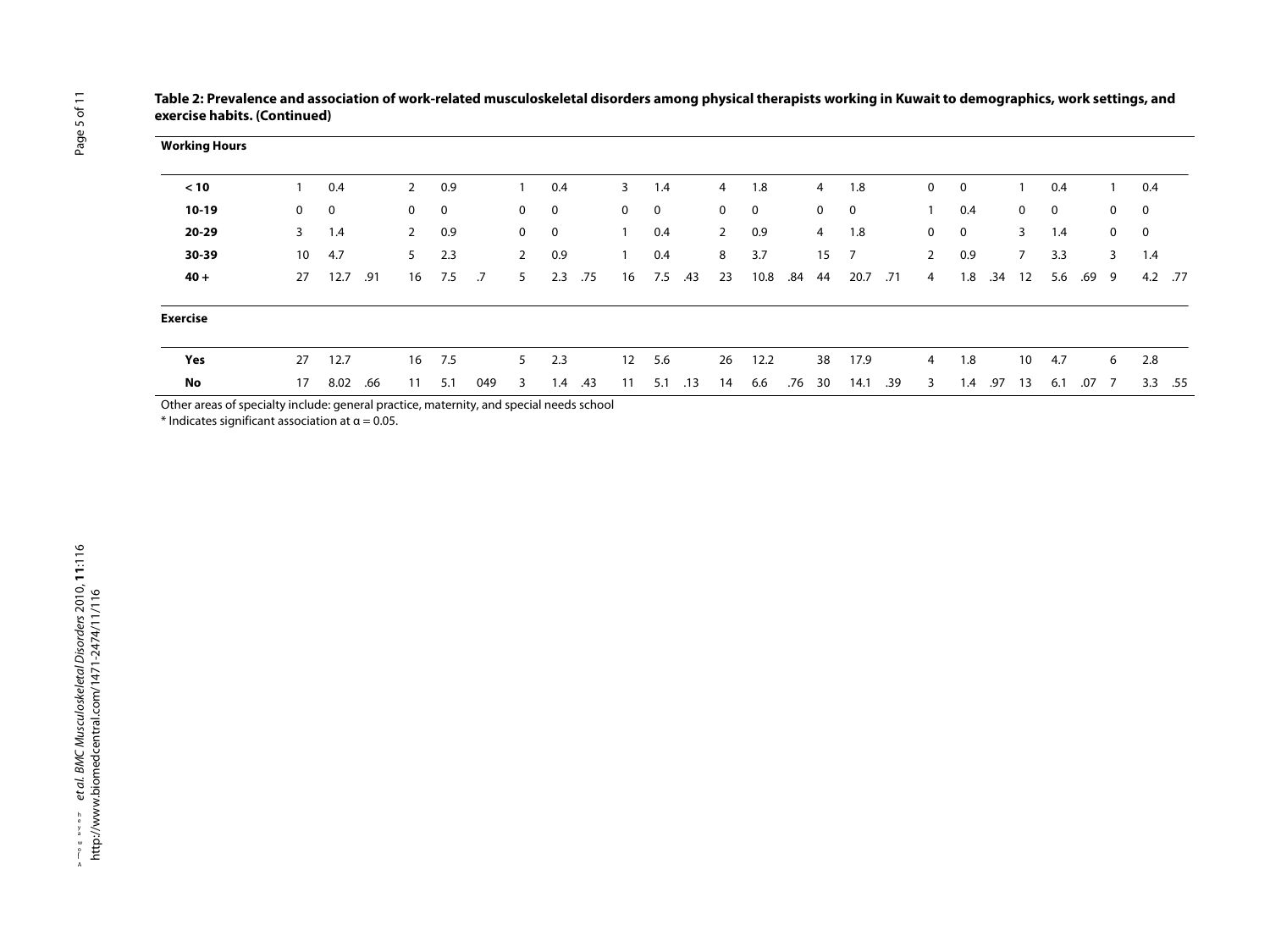**Table 2: Prevalence and association of work-related musculoskeletal disorders among physical therapists working in Kuwait to demographics, work settings, and exercise habits. (Continued)**

| **Working Hours** | | | | | | | | | | | | | | | | | | | | | | | | | | | |
|---|---|---|---|---|---|---|---|---|---|---|---|---|---|---|---|---|---|---|---|---|---|---|---|---|---|---|---|
| **< 10** | 1 | 0.4 | | 2 | 0.9 | | 1 | 0.4 | | 3 | 1.4 | | 4 | 1.8 | | 4 | 1.8 | | 0 | 0 | | 1 | 0.4 | | 1 | 0.4 | |
| **10-19** | 0 | 0 | | 0 | 0 | | 0 | 0 | | 0 | 0 | | 0 | 0 | | 0 | 0 | | 1 | 0.4 | | 0 | 0 | | 0 | 0 | |
| **20-29** | 3 | 1.4 | | 2 | 0.9 | | 0 | 0 | | 1 | 0.4 | | 2 | 0.9 | | 4 | 1.8 | | 0 | 0 | | 3 | 1.4 | | 0 | 0 | |
| **30-39** | 10 | 4.7 | | 5 | 2.3 | | 2 | 0.9 | | 1 | 0.4 | | 8 | 3.7 | | 15 | 7 | | 2 | 0.9 | | 7 | 3.3 | | 3 | 1.4 | |
| **40 +** | 27 | 12.7 | .91 | 16 | 7.5 | .7 | 5 | 2.3 | .75 | 16 | 7.5 | .43 | 23 | 10.8 | .84 | 44 | 20.7 | .71 | 4 | 1.8 | .34 | 12 | 5.6 | .69 | 9 | 4.2 | .77 |
| **Exercise** | | | | | | | | | | | | | | | | | | | | | | | | | | | |
| **Yes** | 27 | 12.7 | | 16 | 7.5 | | 5 | 2.3 | | 12 | 5.6 | | 26 | 12.2 | | 38 | 17.9 | | 4 | 1.8 | | 10 | 4.7 | | 6 | 2.8 | |
| **No** | 17 | 8.02 | .66 | 11 | 5.1 | 049 | 3 | 1.4 | .43 | 11 | 5.1 | .13 | 14 | 6.6 | .76 | 30 | 14.1 | .39 | 3 | 1.4 | .97 | 13 | 6.1 | .07 | 7 | 3.3 | .55 |

Other areas of specialty include: general practice, maternity, and special needs school

\* Indicates significant association at α = 0.05.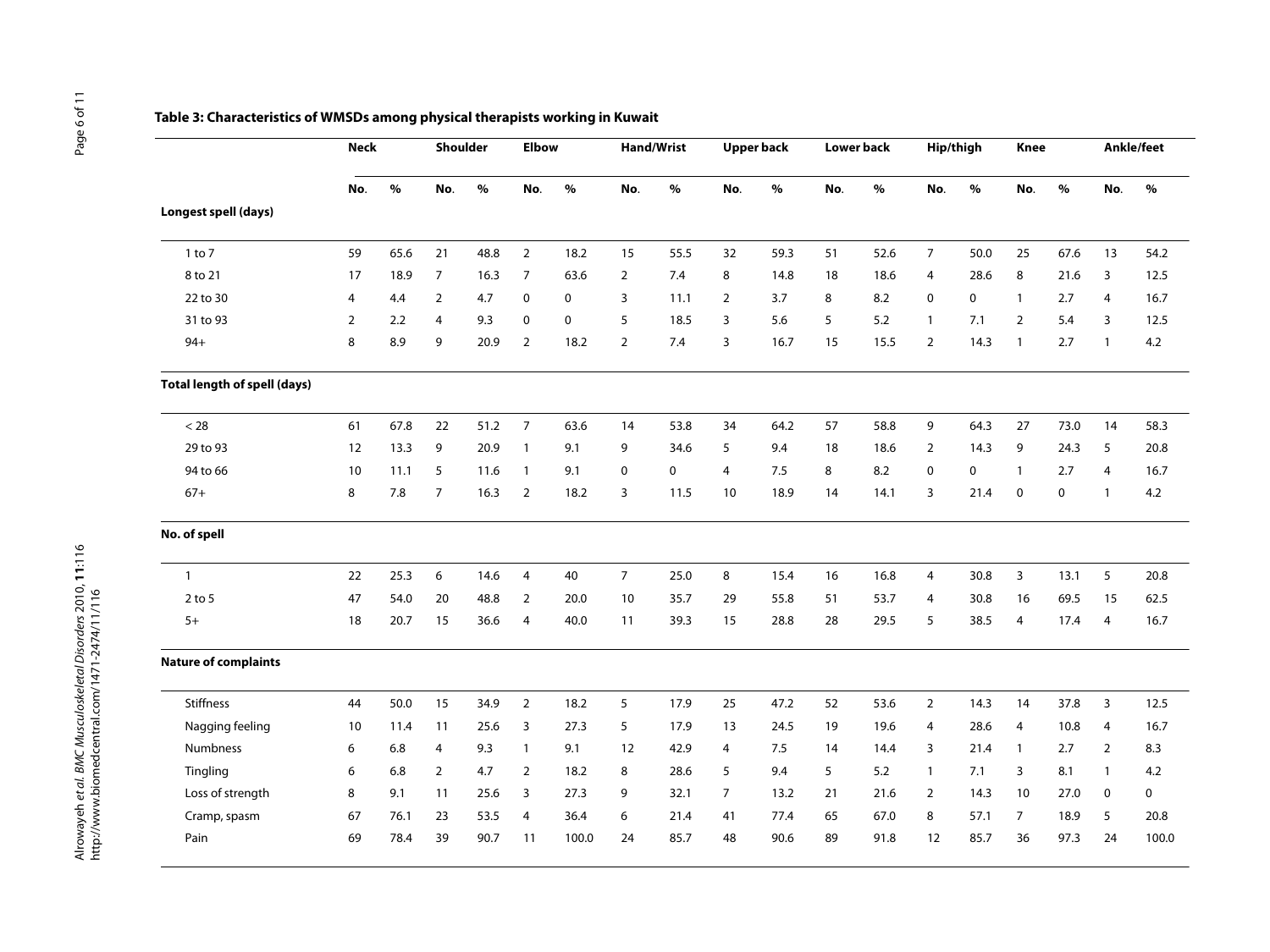**Table 3: Characteristics of WMSDs among physical therapists working in Kuwait**

| | Neck | | Shoulder | | Elbow | | Hand/Wrist | | Upper back | | Lower back | | Hip/thigh | | Knee | | Ankle/feet | |
|---|---|---|---|---|---|---|---|---|---|---|---|---|---|---|---|---|---|---|
| | No. | % | No. | % | No. | % | No. | % | No. | % | No. | % | No. | % | No. | % | No. | % |
| **Longest spell (days)** | | | | | | | | | | | | | | | | | | |
| 1 to 7 | 59 | 65.6 | 21 | 48.8 | 2 | 18.2 | 15 | 55.5 | 32 | 59.3 | 51 | 52.6 | 7 | 50.0 | 25 | 67.6 | 13 | 54.2 |
| 8 to 21 | 17 | 18.9 | 7 | 16.3 | 7 | 63.6 | 2 | 7.4 | 8 | 14.8 | 18 | 18.6 | 4 | 28.6 | 8 | 21.6 | 3 | 12.5 |
| 22 to 30 | 4 | 4.4 | 2 | 4.7 | 0 | 0 | 3 | 11.1 | 2 | 3.7 | 8 | 8.2 | 0 | 0 | 1 | 2.7 | 4 | 16.7 |
| 31 to 93 | 2 | 2.2 | 4 | 9.3 | 0 | 0 | 5 | 18.5 | 3 | 5.6 | 5 | 5.2 | 1 | 7.1 | 2 | 5.4 | 3 | 12.5 |
| 94+ | 8 | 8.9 | 9 | 20.9 | 2 | 18.2 | 2 | 7.4 | 3 | 16.7 | 15 | 15.5 | 2 | 14.3 | 1 | 2.7 | 1 | 4.2 |
| **Total length of spell (days)** | | | | | | | | | | | | | | | | | | |
| < 28 | 61 | 67.8 | 22 | 51.2 | 7 | 63.6 | 14 | 53.8 | 34 | 64.2 | 57 | 58.8 | 9 | 64.3 | 27 | 73.0 | 14 | 58.3 |
| 29 to 93 | 12 | 13.3 | 9 | 20.9 | 1 | 9.1 | 9 | 34.6 | 5 | 9.4 | 18 | 18.6 | 2 | 14.3 | 9 | 24.3 | 5 | 20.8 |
| 94 to 66 | 10 | 11.1 | 5 | 11.6 | 1 | 9.1 | 0 | 0 | 4 | 7.5 | 8 | 8.2 | 0 | 0 | 1 | 2.7 | 4 | 16.7 |
| 67+ | 8 | 7.8 | 7 | 16.3 | 2 | 18.2 | 3 | 11.5 | 10 | 18.9 | 14 | 14.1 | 3 | 21.4 | 0 | 0 | 1 | 4.2 |
| **No. of spell** | | | | | | | | | | | | | | | | | | |
| 1 | 22 | 25.3 | 6 | 14.6 | 4 | 40 | 7 | 25.0 | 8 | 15.4 | 16 | 16.8 | 4 | 30.8 | 3 | 13.1 | 5 | 20.8 |
| 2 to 5 | 47 | 54.0 | 20 | 48.8 | 2 | 20.0 | 10 | 35.7 | 29 | 55.8 | 51 | 53.7 | 4 | 30.8 | 16 | 69.5 | 15 | 62.5 |
| 5+ | 18 | 20.7 | 15 | 36.6 | 4 | 40.0 | 11 | 39.3 | 15 | 28.8 | 28 | 29.5 | 5 | 38.5 | 4 | 17.4 | 4 | 16.7 |
| **Nature of complaints** | | | | | | | | | | | | | | | | | | |
| Stiffness | 44 | 50.0 | 15 | 34.9 | 2 | 18.2 | 5 | 17.9 | 25 | 47.2 | 52 | 53.6 | 2 | 14.3 | 14 | 37.8 | 3 | 12.5 |
| Nagging feeling | 10 | 11.4 | 11 | 25.6 | 3 | 27.3 | 5 | 17.9 | 13 | 24.5 | 19 | 19.6 | 4 | 28.6 | 4 | 10.8 | 4 | 16.7 |
| Numbness | 6 | 6.8 | 4 | 9.3 | 1 | 9.1 | 12 | 42.9 | 4 | 7.5 | 14 | 14.4 | 3 | 21.4 | 1 | 2.7 | 2 | 8.3 |
| Tingling | 6 | 6.8 | 2 | 4.7 | 2 | 18.2 | 8 | 28.6 | 5 | 9.4 | 5 | 5.2 | 1 | 7.1 | 3 | 8.1 | 1 | 4.2 |
| Loss of strength | 8 | 9.1 | 11 | 25.6 | 3 | 27.3 | 9 | 32.1 | 7 | 13.2 | 21 | 21.6 | 2 | 14.3 | 10 | 27.0 | 0 | 0 |
| Cramp, spasm | 67 | 76.1 | 23 | 53.5 | 4 | 36.4 | 6 | 21.4 | 41 | 77.4 | 65 | 67.0 | 8 | 57.1 | 7 | 18.9 | 5 | 20.8 |
| Pain | 69 | 78.4 | 39 | 90.7 | 11 | 100.0 | 24 | 85.7 | 48 | 90.6 | 89 | 91.8 | 12 | 85.7 | 36 | 97.3 | 24 | 100.0 |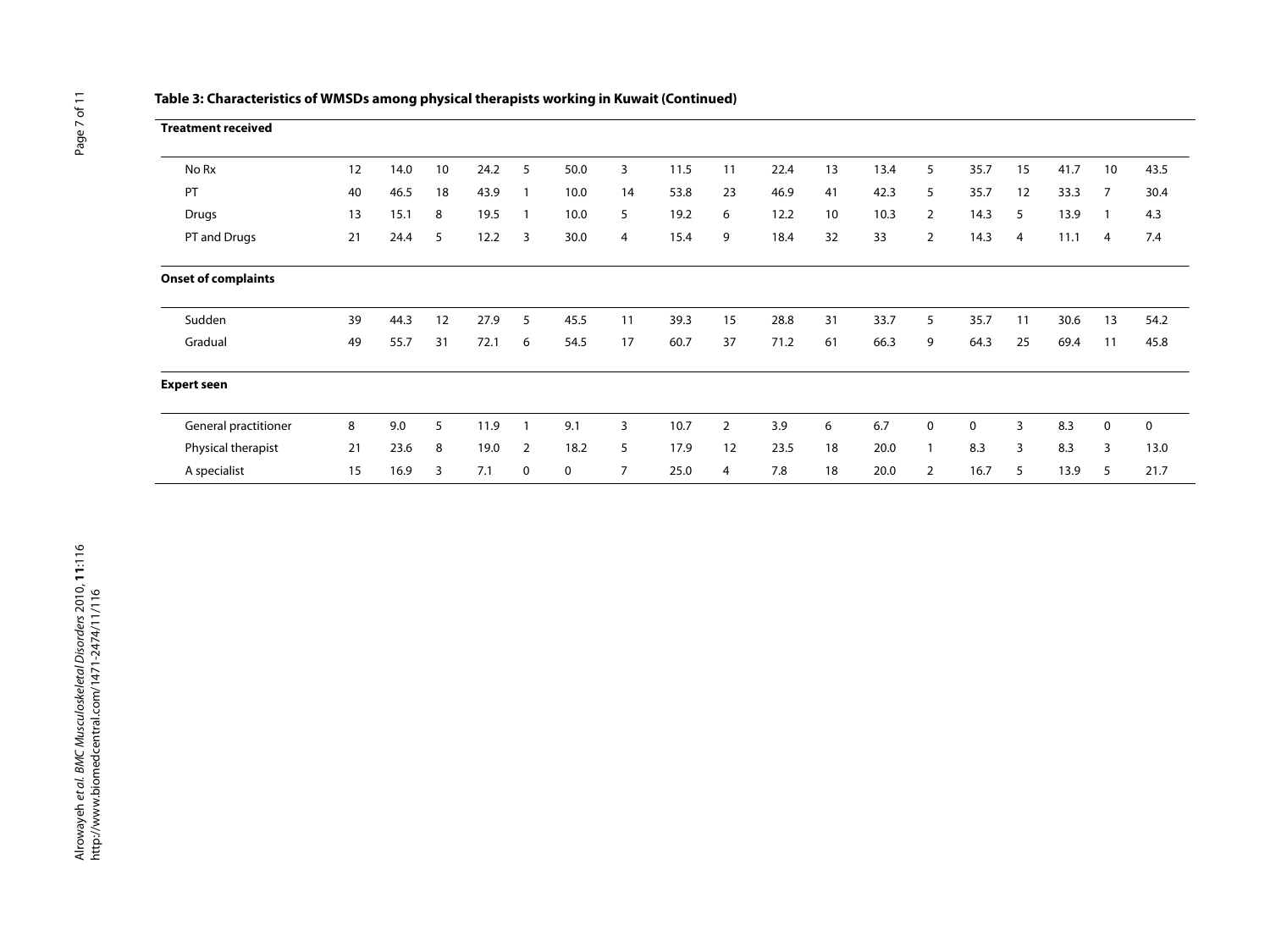**Table 3: Characteristics of WMSDs among physical therapists working in Kuwait (Continued)**

| | | | | | | | | | | | | | | | | | | |
|---|---|---|---|---|---|---|---|---|---|---|---|---|---|---|---|---|---|---|
| **Treatment received** | | | | | | | | | | | | | | | | | | |
| No Rx | 12 | 14.0 | 10 | 24.2 | 5 | 50.0 | 3 | 11.5 | 11 | 22.4 | 13 | 13.4 | 5 | 35.7 | 15 | 41.7 | 10 | 43.5 |
| PT | 40 | 46.5 | 18 | 43.9 | 1 | 10.0 | 14 | 53.8 | 23 | 46.9 | 41 | 42.3 | 5 | 35.7 | 12 | 33.3 | 7 | 30.4 |
| Drugs | 13 | 15.1 | 8 | 19.5 | 1 | 10.0 | 5 | 19.2 | 6 | 12.2 | 10 | 10.3 | 2 | 14.3 | 5 | 13.9 | 1 | 4.3 |
| PT and Drugs | 21 | 24.4 | 5 | 12.2 | 3 | 30.0 | 4 | 15.4 | 9 | 18.4 | 32 | 33 | 2 | 14.3 | 4 | 11.1 | 4 | 7.4 |
| **Onset of complaints** | | | | | | | | | | | | | | | | | | |
| Sudden | 39 | 44.3 | 12 | 27.9 | 5 | 45.5 | 11 | 39.3 | 15 | 28.8 | 31 | 33.7 | 5 | 35.7 | 11 | 30.6 | 13 | 54.2 |
| Gradual | 49 | 55.7 | 31 | 72.1 | 6 | 54.5 | 17 | 60.7 | 37 | 71.2 | 61 | 66.3 | 9 | 64.3 | 25 | 69.4 | 11 | 45.8 |
| **Expert seen** | | | | | | | | | | | | | | | | | | |
| General practitioner | 8 | 9.0 | 5 | 11.9 | 1 | 9.1 | 3 | 10.7 | 2 | 3.9 | 6 | 6.7 | 0 | 0 | 3 | 8.3 | 0 | 0 |
| Physical therapist | 21 | 23.6 | 8 | 19.0 | 2 | 18.2 | 5 | 17.9 | 12 | 23.5 | 18 | 20.0 | 1 | 8.3 | 3 | 8.3 | 3 | 13.0 |
| A specialist | 15 | 16.9 | 3 | 7.1 | 0 | 0 | 7 | 25.0 | 4 | 7.8 | 18 | 20.0 | 2 | 16.7 | 5 | 13.9 | 5 | 21.7 |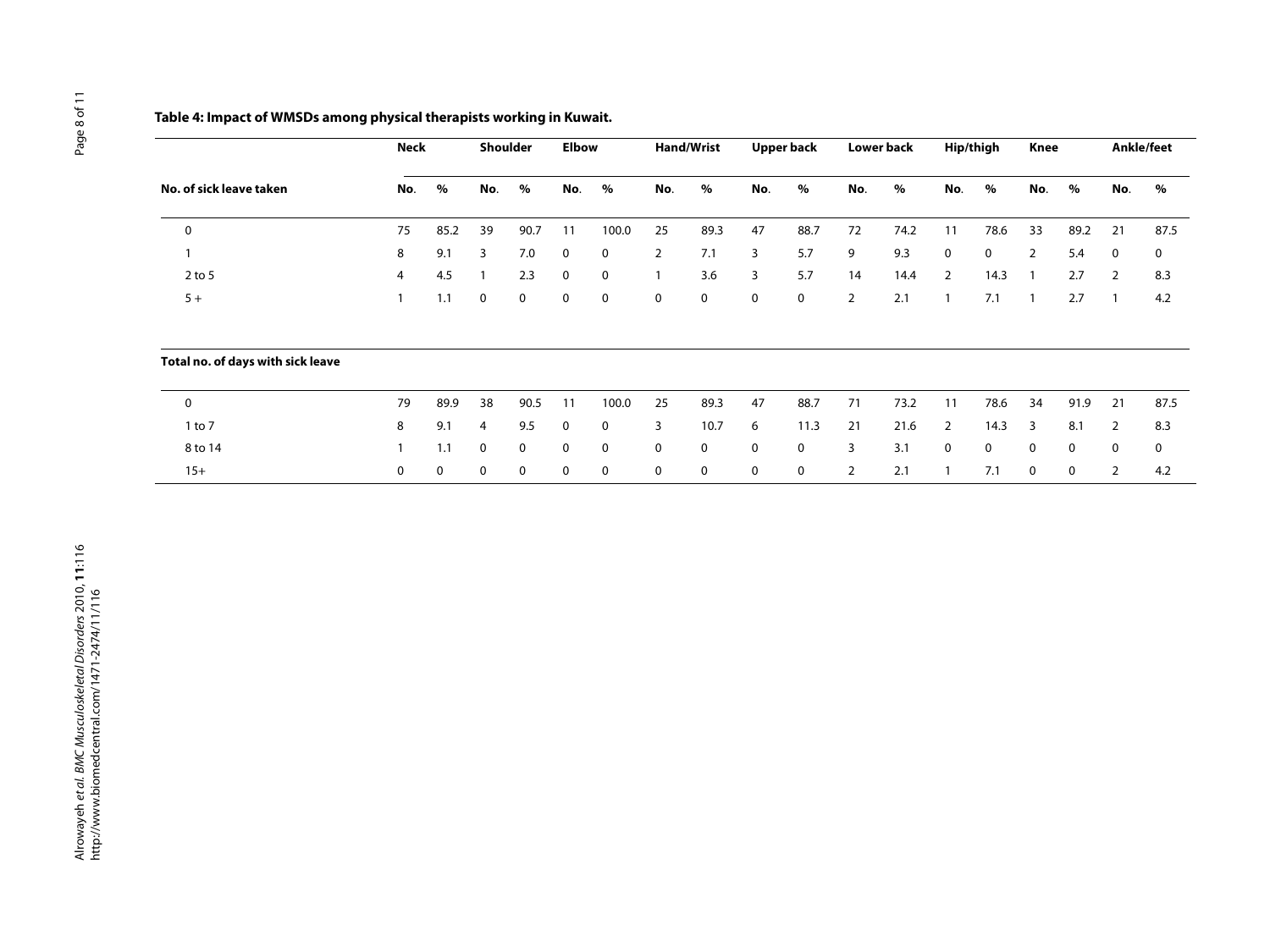**Table 4: Impact of WMSDs among physical therapists working in Kuwait.**

| | Neck | | Shoulder | | Elbow | | Hand/Wrist | | Upper back | | Lower back | | Hip/thigh | | Knee | | Ankle/feet | |
|---|---|---|---|---|---|---|---|---|---|---|---|---|---|---|---|---|---|---|
| **No. of sick leave taken** | **No.** | **%** | **No.** | **%** | **No.** | **%** | **No.** | **%** | **No.** | **%** | **No.** | **%** | **No.** | **%** | **No.** | **%** | **No.** | **%** |
| 0 | 75 | 85.2 | 39 | 90.7 | 11 | 100.0 | 25 | 89.3 | 47 | 88.7 | 72 | 74.2 | 11 | 78.6 | 33 | 89.2 | 21 | 87.5 |
| 1 | 8 | 9.1 | 3 | 7.0 | 0 | 0 | 2 | 7.1 | 3 | 5.7 | 9 | 9.3 | 0 | 0 | 2 | 5.4 | 0 | 0 |
| 2 to 5 | 4 | 4.5 | 1 | 2.3 | 0 | 0 | 1 | 3.6 | 3 | 5.7 | 14 | 14.4 | 2 | 14.3 | 1 | 2.7 | 2 | 8.3 |
| 5 + | 1 | 1.1 | 0 | 0 | 0 | 0 | 0 | 0 | 0 | 0 | 2 | 2.1 | 1 | 7.1 | 1 | 2.7 | 1 | 4.2 |
| **Total no. of days with sick leave** | | | | | | | | | | | | | | | | | | |
| 0 | 79 | 89.9 | 38 | 90.5 | 11 | 100.0 | 25 | 89.3 | 47 | 88.7 | 71 | 73.2 | 11 | 78.6 | 34 | 91.9 | 21 | 87.5 |
| 1 to 7 | 8 | 9.1 | 4 | 9.5 | 0 | 0 | 3 | 10.7 | 6 | 11.3 | 21 | 21.6 | 2 | 14.3 | 3 | 8.1 | 2 | 8.3 |
| 8 to 14 | 1 | 1.1 | 0 | 0 | 0 | 0 | 0 | 0 | 0 | 0 | 3 | 3.1 | 0 | 0 | 0 | 0 | 0 | 0 |
| 15+ | 0 | 0 | 0 | 0 | 0 | 0 | 0 | 0 | 0 | 0 | 2 | 2.1 | 1 | 7.1 | 0 | 0 | 2 | 4.2 |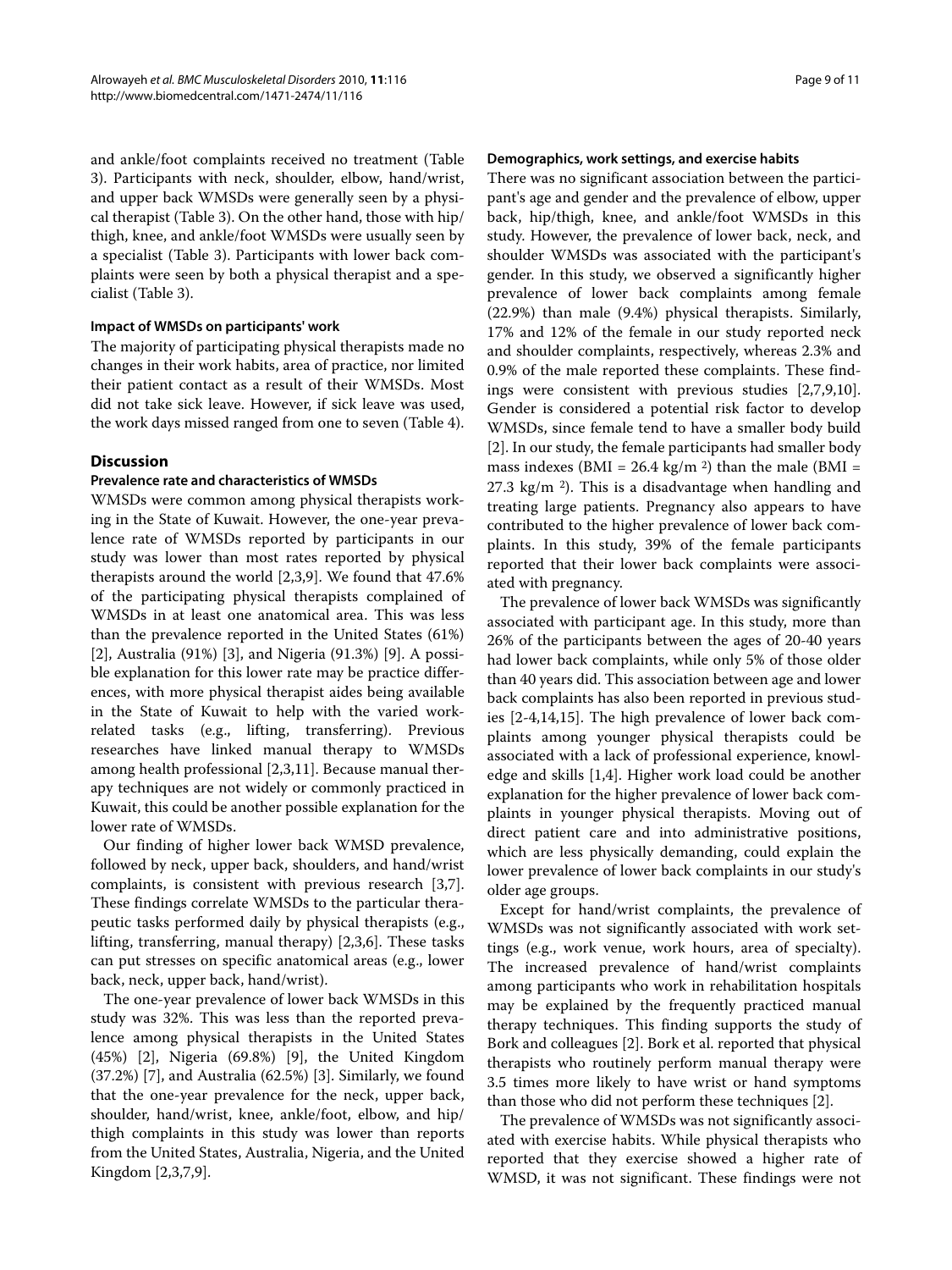and ankle/foot complaints received no treatment (Table 3). Participants with neck, shoulder, elbow, hand/wrist, and upper back WMSDs were generally seen by a physical therapist (Table 3). On the other hand, those with hip/thigh, knee, and ankle/foot WMSDs were usually seen by a specialist (Table 3). Participants with lower back complaints were seen by both a physical therapist and a specialist (Table 3).

#### Impact of WMSDs on participants' work

The majority of participating physical therapists made no changes in their work habits, area of practice, nor limited their patient contact as a result of their WMSDs. Most did not take sick leave. However, if sick leave was used, the work days missed ranged from one to seven (Table 4).

## Discussion

#### Prevalence rate and characteristics of WMSDs

WMSDs were common among physical therapists working in the State of Kuwait. However, the one-year prevalence rate of WMSDs reported by participants in our study was lower than most rates reported by physical therapists around the world [2,3,9]. We found that 47.6% of the participating physical therapists complained of WMSDs in at least one anatomical area. This was less than the prevalence reported in the United States (61%) [2], Australia (91%) [3], and Nigeria (91.3%) [9]. A possible explanation for this lower rate may be practice differences, with more physical therapist aides being available in the State of Kuwait to help with the varied work-related tasks (e.g., lifting, transferring). Previous researches have linked manual therapy to WMSDs among health professional [2,3,11]. Because manual therapy techniques are not widely or commonly practiced in Kuwait, this could be another possible explanation for the lower rate of WMSDs.

Our finding of higher lower back WMSD prevalence, followed by neck, upper back, shoulders, and hand/wrist complaints, is consistent with previous research [3,7]. These findings correlate WMSDs to the particular therapeutic tasks performed daily by physical therapists (e.g., lifting, transferring, manual therapy) [2,3,6]. These tasks can put stresses on specific anatomical areas (e.g., lower back, neck, upper back, hand/wrist).

The one-year prevalence of lower back WMSDs in this study was 32%. This was less than the reported prevalence among physical therapists in the United States (45%) [2], Nigeria (69.8%) [9], the United Kingdom (37.2%) [7], and Australia (62.5%) [3]. Similarly, we found that the one-year prevalence for the neck, upper back, shoulder, hand/wrist, knee, ankle/foot, elbow, and hip/thigh complaints in this study was lower than reports from the United States, Australia, Nigeria, and the United Kingdom [2,3,7,9].

#### Demographics, work settings, and exercise habits

There was no significant association between the participant's age and gender and the prevalence of elbow, upper back, hip/thigh, knee, and ankle/foot WMSDs in this study. However, the prevalence of lower back, neck, and shoulder WMSDs was associated with the participant's gender. In this study, we observed a significantly higher prevalence of lower back complaints among female (22.9%) than male (9.4%) physical therapists. Similarly, 17% and 12% of the female in our study reported neck and shoulder complaints, respectively, whereas 2.3% and 0.9% of the male reported these complaints. These findings were consistent with previous studies [2,7,9,10]. Gender is considered a potential risk factor to develop WMSDs, since female tend to have a smaller body build [2]. In our study, the female participants had smaller body mass indexes (BMI = 26.4 kg/m $^2$) than the male (BMI = 27.3 kg/m $^2$). This is a disadvantage when handling and treating large patients. Pregnancy also appears to have contributed to the higher prevalence of lower back complaints. In this study, 39% of the female participants reported that their lower back complaints were associated with pregnancy.

The prevalence of lower back WMSDs was significantly associated with participant age. In this study, more than 26% of the participants between the ages of 20-40 years had lower back complaints, while only 5% of those older than 40 years did. This association between age and lower back complaints has also been reported in previous studies [2-4,14,15]. The high prevalence of lower back complaints among younger physical therapists could be associated with a lack of professional experience, knowledge and skills [1,4]. Higher work load could be another explanation for the higher prevalence of lower back complaints in younger physical therapists. Moving out of direct patient care and into administrative positions, which are less physically demanding, could explain the lower prevalence of lower back complaints in our study's older age groups.

Except for hand/wrist complaints, the prevalence of WMSDs was not significantly associated with work settings (e.g., work venue, work hours, area of specialty). The increased prevalence of hand/wrist complaints among participants who work in rehabilitation hospitals may be explained by the frequently practiced manual therapy techniques. This finding supports the study of Bork and colleagues [2]. Bork et al. reported that physical therapists who routinely perform manual therapy were 3.5 times more likely to have wrist or hand symptoms than those who did not perform these techniques [2].

The prevalence of WMSDs was not significantly associated with exercise habits. While physical therapists who reported that they exercise showed a higher rate of WMSD, it was not significant. These findings were not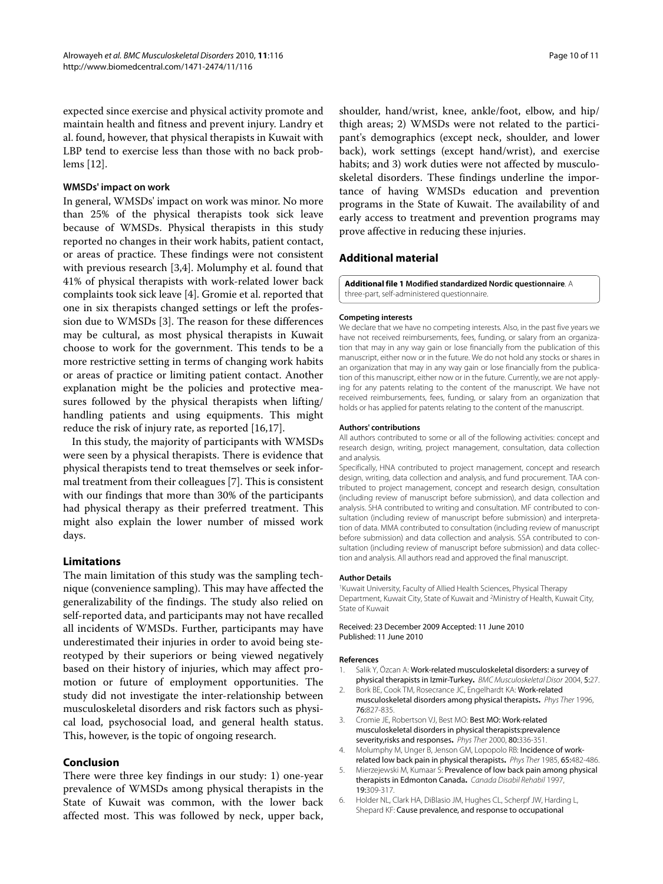expected since exercise and physical activity promote and maintain health and fitness and prevent injury. Landry et al. found, however, that physical therapists in Kuwait with LBP tend to exercise less than those with no back problems [12].

#### WMSDs' impact on work

In general, WMSDs' impact on work was minor. No more than 25% of the physical therapists took sick leave because of WMSDs. Physical therapists in this study reported no changes in their work habits, patient contact, or areas of practice. These findings were not consistent with previous research [3,4]. Molumphy et al. found that 41% of physical therapists with work-related lower back complaints took sick leave [4]. Gromie et al. reported that one in six therapists changed settings or left the profession due to WMSDs [3]. The reason for these differences may be cultural, as most physical therapists in Kuwait choose to work for the government. This tends to be a more restrictive setting in terms of changing work habits or areas of practice or limiting patient contact. Another explanation might be the policies and protective measures followed by the physical therapists when lifting/handling patients and using equipments. This might reduce the risk of injury rate, as reported [16,17].

In this study, the majority of participants with WMSDs were seen by a physical therapists. There is evidence that physical therapists tend to treat themselves or seek informal treatment from their colleagues [7]. This is consistent with our findings that more than 30% of the participants had physical therapy as their preferred treatment. This might also explain the lower number of missed work days.

### Limitations

The main limitation of this study was the sampling technique (convenience sampling). This may have affected the generalizability of the findings. The study also relied on self-reported data, and participants may not have recalled all incidents of WMSDs. Further, participants may have underestimated their injuries in order to avoid being stereotyped by their superiors or being viewed negatively based on their history of injuries, which may affect promotion or future of employment opportunities. The study did not investigate the inter-relationship between musculoskeletal disorders and risk factors such as physical load, psychosocial load, and general health status. This, however, is the topic of ongoing research.

### Conclusion

There were three key findings in our study: 1) one-year prevalence of WMSDs among physical therapists in the State of Kuwait was common, with the lower back affected most. This was followed by neck, upper back, shoulder, hand/wrist, knee, ankle/foot, elbow, and hip/thigh areas; 2) WMSDs were not related to the participant's demographics (except neck, shoulder, and lower back), work settings (except hand/wrist), and exercise habits; and 3) work duties were not affected by musculoskeletal disorders. These findings underline the importance of having WMSDs education and prevention programs in the State of Kuwait. The availability of and early access to treatment and prevention programs may prove affective in reducing these injuries.

### Additional material

**Additional file 1 Modified standardized Nordic questionnaire**. A three-part, self-administered questionnaire.

#### Competing interests

We declare that we have no competing interests. Also, in the past five years we have not received reimbursements, fees, funding, or salary from an organization that may in any way gain or lose financially from the publication of this manuscript, either now or in the future. We do not hold any stocks or shares in an organization that may in any way gain or lose financially from the publication of this manuscript, either now or in the future. Currently, we are not applying for any patents relating to the content of the manuscript. We have not received reimbursements, fees, funding, or salary from an organization that holds or has applied for patents relating to the content of the manuscript.

#### Authors' contributions

All authors contributed to some or all of the following activities: concept and research design, writing, project management, consultation, data collection and analysis.

Specifically, HNA contributed to project management, concept and research design, writing, data collection and analysis, and fund procurement. TAA contributed to project management, concept and research design, consultation (including review of manuscript before submission), and data collection and analysis. SHA contributed to writing and consultation. MF contributed to consultation (including review of manuscript before submission) and interpretation of data. MMA contributed to consultation (including review of manuscript before submission) and data collection and analysis. SSA contributed to consultation (including review of manuscript before submission) and data collection and analysis. All authors read and approved the final manuscript.

#### Author Details

[1]Kuwait University, Faculty of Allied Health Sciences, Physical Therapy Department, Kuwait City, State of Kuwait and [2]Ministry of Health, Kuwait City, State of Kuwait

Received: 23 December 2009 Accepted: 11 June 2010
Published: 11 June 2010

#### References

1. Salik Y, Özcan A: **Work-related musculoskeletal disorders: a survey of physical therapists in Izmir-Turkey.** *BMC Musculoskeletal Disor* 2004, **5**:27.
2. Bork BE, Cook TM, Rosecrance JC, Engelhardt KA: **Work-related musculoskeletal disorders among physical therapists.** *Phys Ther* 1996, **76**:827-835.
3. Cromie JE, Robertson VJ, Best MO: **Best MO: Work-related musculoskeletal disorders in physical therapists:prevalence severity,risks and responses.** *Phys Ther* 2000, **80**:336-351.
4. Molumphy M, Unger B, Jenson GM, Lopopolo RB: **Incidence of work-related low back pain in physical therapists.** *Phys Ther* 1985, **65**:482-486.
5. Mierzejewski M, Kumaar S: **Prevalence of low back pain among physical therapists in Edmonton Canada.** *Canada Disabil Rehabil* 1997, **19**:309-317.
6. Holder NL, Clark HA, DiBlasio JM, Hughes CL, Scherpf JW, Harding L, Shepard KF: **Cause prevalence, and response to occupational**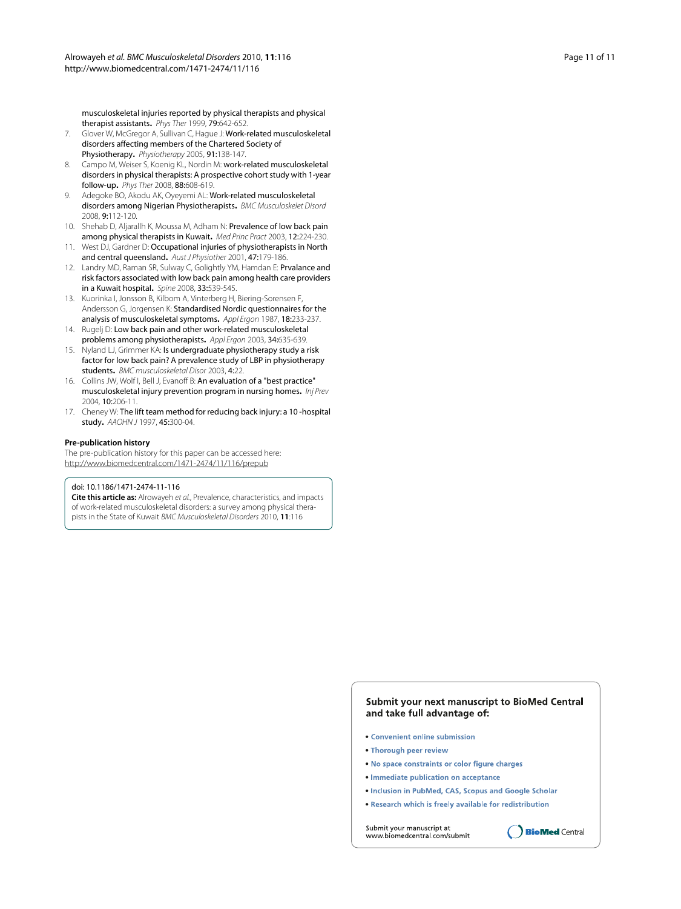musculoskeletal injuries reported by physical therapists and physical therapist assistants. *Phys Ther* 1999, **79**:642-652.

7. Glover W, McGregor A, Sullivan C, Hague J: **Work-related musculoskeletal disorders affecting members of the Chartered Society of Physiotherapy.** *Physiotherapy* 2005, **91**:138-147.
8. Campo M, Weiser S, Koenig KL, Nordin M: **work-related musculoskeletal disorders in physical therapists: A prospective cohort study with 1-year follow-up.** *Phys Ther* 2008, **88**:608-619.
9. Adegoke BO, Akodu AK, Oyeyemi AL: **Work-related musculoskeletal disorders among Nigerian Physiotherapists.** *BMC Musculoskelet Disord* 2008, **9**:112-120.
10. Shehab D, Aljarallh K, Moussa M, Adham N: **Prevalence of low back pain among physical therapists in Kuwait.** *Med Princ Pract* 2003, **12**:224-230.
11. West DJ, Gardner D: **Occupational injuries of physiotherapists in North and central queensland.** *Aust J Physiother* 2001, **47**:179-186.
12. Landry MD, Raman SR, Sulway C, Golightly YM, Hamdan E: **Prvalance and risk factors associated with low back pain among health care providers in a Kuwait hospital.** *Spine* 2008, **33**:539-545.
13. Kuorinka I, Jonsson B, Kilbom A, Vinterberg H, Biering-Sorensen F, Andersson G, Jorgensen K: **Standardised Nordic questionnaires for the analysis of musculoskeletal symptoms.** *Appl Ergon* 1987, **18**:233-237.
14. Rugelj D: **Low back pain and other work-related musculoskeletal problems among physiotherapists.** *Appl Ergon* 2003, **34**:635-639.
15. Nyland LJ, Grimmer KA: **Is undergraduate physiotherapy study a risk factor for low back pain? A prevalence study of LBP in physiotherapy students.** *BMC musculoskeletal Disor* 2003, **4**:22.
16. Collins JW, Wolf I, Bell J, Evanoff B: **An evaluation of a "best practice" musculoskeletal injury prevention program in nursing homes.** *Inj Prev* 2004, **10**:206-11.
17. Cheney W: **The lift team method for reducing back injury: a 10 -hospital study.** *AAOHN J* 1997, **45**:300-04.

### Pre-publication history

The pre-publication history for this paper can be accessed here:
http://www.biomedcentral.com/1471-2474/11/116/prepub

doi: 10.1186/1471-2474-11-116

**Cite this article as:** Alrowayeh *et al.*, Prevalence, characteristics, and impacts of work-related musculoskeletal disorders: a survey among physical therapists in the State of Kuwait *BMC Musculoskeletal Disorders* 2010, **11**:116

**Submit your next manuscript to BioMed Central and take full advantage of:**

- **Convenient online submission**
- **Thorough peer review**
- **No space constraints or color figure charges**
- **Immediate publication on acceptance**
- **Inclusion in PubMed, CAS, Scopus and Google Scholar**
- **Research which is freely available for redistribution**

Submit your manuscript at
www.biomedcentral.com/submit

BioMed Central